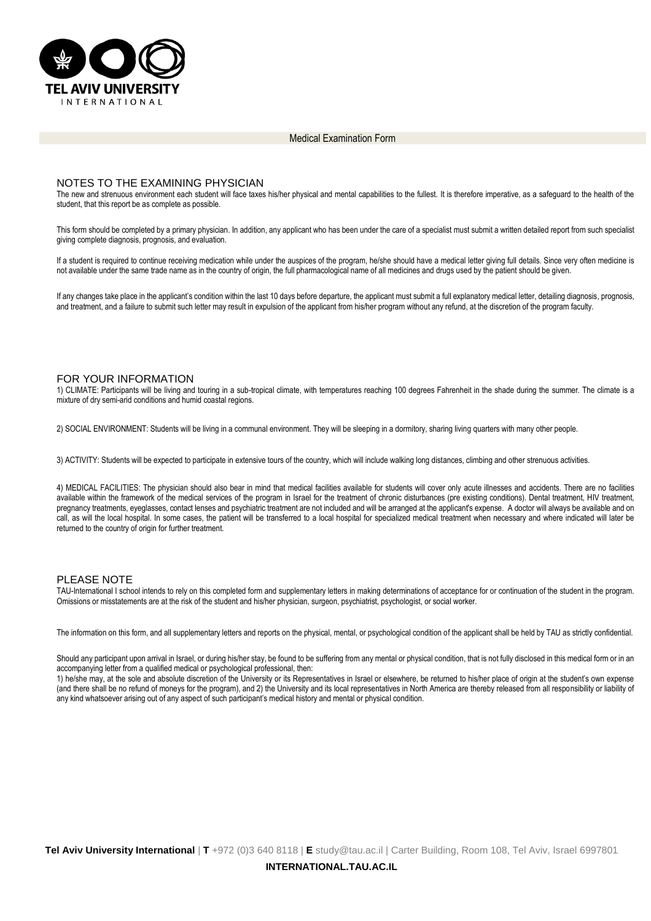TEL AVIV UNIVERSITY
INTERNATIONAL

# Medical Examination Form

## NOTES TO THE EXAMINING PHYSICIAN

The new and strenuous environment each student will face taxes his/her physical and mental capabilities to the fullest. It is therefore imperative, as a safeguard to the health of the student, that this report be as complete as possible.

This form should be completed by a primary physician. In addition, any applicant who has been under the care of a specialist must submit a written detailed report from such specialist giving complete diagnosis, prognosis, and evaluation.

If a student is required to continue receiving medication while under the auspices of the program, he/she should have a medical letter giving full details. Since very often medicine is not available under the same trade name as in the country of origin, the full pharmacological name of all medicines and drugs used by the patient should be given.

If any changes take place in the applicant's condition within the last 10 days before departure, the applicant must submit a full explanatory medical letter, detailing diagnosis, prognosis, and treatment, and a failure to submit such letter may result in expulsion of the applicant from his/her program without any refund, at the discretion of the program faculty.

## FOR YOUR INFORMATION

1) CLIMATE: Participants will be living and touring in a sub-tropical climate, with temperatures reaching 100 degrees Fahrenheit in the shade during the summer. The climate is a mixture of dry semi-arid conditions and humid coastal regions.

2) SOCIAL ENVIRONMENT: Students will be living in a communal environment. They will be sleeping in a dormitory, sharing living quarters with many other people.

3) ACTIVITY: Students will be expected to participate in extensive tours of the country, which will include walking long distances, climbing and other strenuous activities.

4) MEDICAL FACILITIES: The physician should also bear in mind that medical facilities available for students will cover only acute illnesses and accidents. There are no facilities available within the framework of the medical services of the program in Israel for the treatment of chronic disturbances (pre existing conditions). Dental treatment, HIV treatment, pregnancy treatments, eyeglasses, contact lenses and psychiatric treatment are not included and will be arranged at the applicant's expense. A doctor will always be available and on call, as will the local hospital. In some cases, the patient will be transferred to a local hospital for specialized medical treatment when necessary and where indicated will later be returned to the country of origin for further treatment.

## PLEASE NOTE

TAU-International l school intends to rely on this completed form and supplementary letters in making determinations of acceptance for or continuation of the student in the program. Omissions or misstatements are at the risk of the student and his/her physician, surgeon, psychiatrist, psychologist, or social worker.

The information on this form, and all supplementary letters and reports on the physical, mental, or psychological condition of the applicant shall be held by TAU as strictly confidential.

Should any participant upon arrival in Israel, or during his/her stay, be found to be suffering from any mental or physical condition, that is not fully disclosed in this medical form or in an accompanying letter from a qualified medical or psychological professional, then:

1) he/she may, at the sole and absolute discretion of the University or its Representatives in Israel or elsewhere, be returned to his/her place of origin at the student's own expense (and there shall be no refund of moneys for the program), and 2) the University and its local representatives in North America are thereby released from all responsibility or liability of any kind whatsoever arising out of any aspect of such participant's medical history and mental or physical condition.

**Tel Aviv University International** | **T** +972 (0)3 640 8118 | **E** study@tau.ac.il | Carter Building, Room 108, Tel Aviv, Israel 6997801

**INTERNATIONAL.TAU.AC.IL**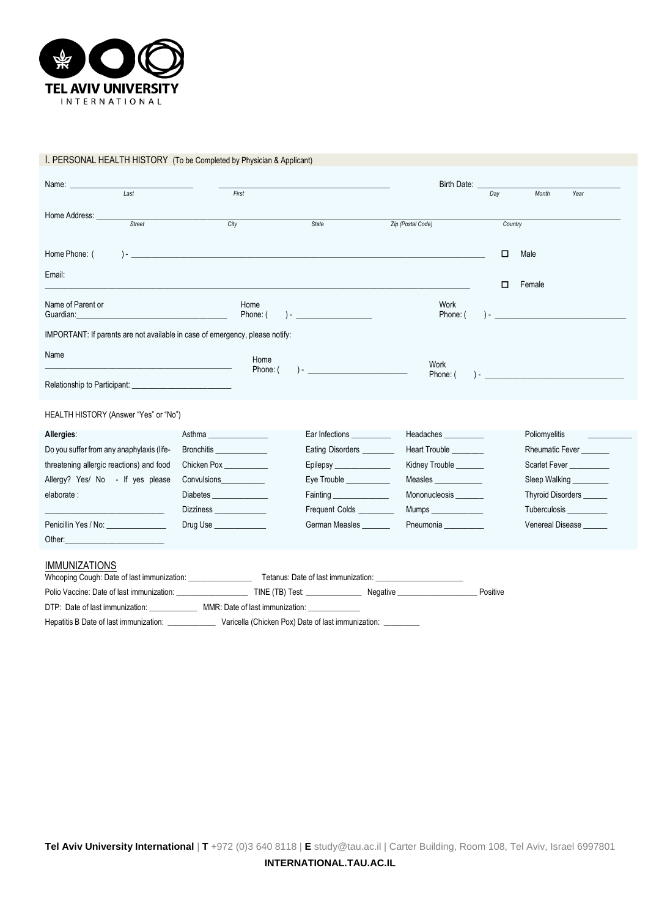# TEL AVIV UNIVERSITY
INTERNATIONAL

## I. PERSONAL HEALTH HISTORY (To be Completed by Physician & Applicant)

Name: ______________________________ (Last) ________________________________________ (First)

Birth Date: ________________ (Day / Month / Year)

Home Address: ______________________________________________________________________
Street / City / State / Zip (Postal Code) / Country

Home Phone: (    ) - ____________________________________________ ☐ Male

Email: ____________________________________________________________ ☐ Female

Name of Parent or Guardian: ____________________________ Home Phone: (    ) - ________________ Work Phone: (    ) - ________________

IMPORTANT: If parents are not available in case of emergency, please notify:

Name ____________________________ Home Phone: (    ) - ________________ Work Phone: (    ) - ________________

Relationship to Participant: ________________________

HEALTH HISTORY (Answer "Yes" or "No")

| **Allergies**: | Asthma ______________ | Ear Infections _________ | Headaches _________ | Poliomyelitis __________ |
|---|---|---|---|---|
| Do you suffer from any anaphylaxis (life- | Bronchitis ____________ | Eating Disorders _______ | Heart Trouble _______ | Rheumatic Fever ______ |
| threatening allergic reactions) and food | Chicken Pox __________ | Epilepsy _____________ | Kidney Trouble ______ | Scarlet Fever _________ |
| Allergy? Yes/ No - If yes please | Convulsions__________ | Eye Trouble __________ | Measles ___________ | Sleep Walking ________ |
| elaborate : | Diabetes _____________ | Fainting _____________ | Mononucleosis ______ | Thyroid Disorders _____ |
| ____________________________ | Dizziness ____________ | Frequent Colds ________ | Mumps ____________ | Tuberculosis _________ |
| Penicillin Yes / No: ______________ | Drug Use ____________ | German Measles ______ | Pneumonia _________ | Venereal Disease _____ |
| Other: ________________________ | | | | |

### IMMUNIZATIONS

Whooping Cough: Date of last immunization: _______________ Tetanus: Date of last immunization: ____________________

Polio Vaccine: Date of last immunization: _________________ TINE (TB) Test: _____________ Negative ___________________ Positive

DTP: Date of last immunization: ___________ MMR: Date of last immunization: ____________

Hepatitis B Date of last immunization: ___________ Varicella (Chicken Pox) Date of last immunization: ________

**Tel Aviv University International** | **T** +972 (0)3 640 8118 | **E** study@tau.ac.il | Carter Building, Room 108, Tel Aviv, Israel 6997801

**INTERNATIONAL.TAU.AC.IL**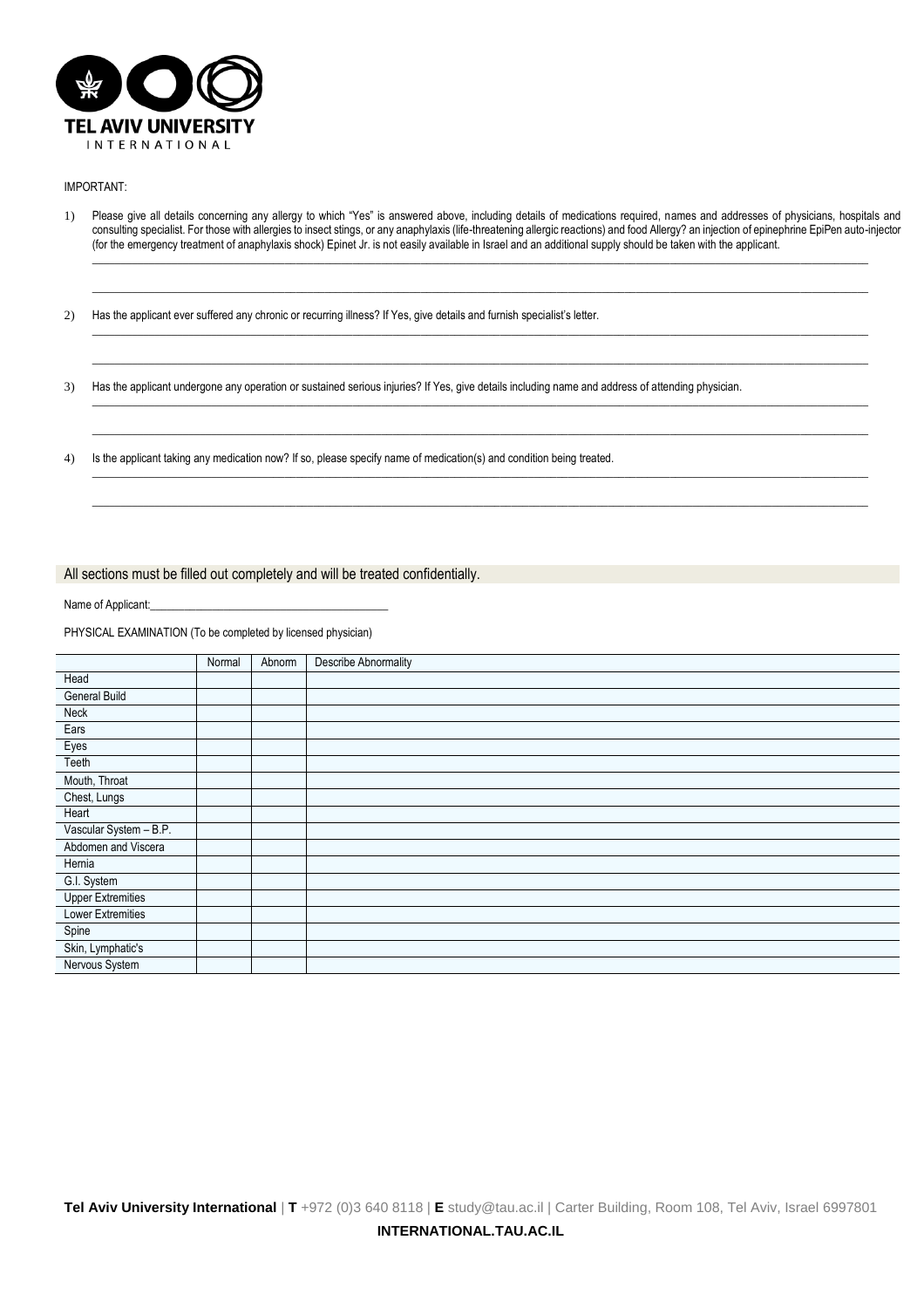TEL AVIV UNIVERSITY
INTERNATIONAL

IMPORTANT:

1) Please give all details concerning any allergy to which "Yes" is answered above, including details of medications required, names and addresses of physicians, hospitals and consulting specialist. For those with allergies to insect stings, or any anaphylaxis (life-threatening allergic reactions) and food Allergy? an injection of epinephrine EpiPen auto-injector (for the emergency treatment of anaphylaxis shock) Epinet Jr. is not easily available in Israel and an additional supply should be taken with the applicant.

_______________________________________________

_______________________________________________

2) Has the applicant ever suffered any chronic or recurring illness? If Yes, give details and furnish specialist's letter.

_______________________________________________

_______________________________________________

3) Has the applicant undergone any operation or sustained serious injuries? If Yes, give details including name and address of attending physician.

_______________________________________________

_______________________________________________

4) Is the applicant taking any medication now? If so, please specify name of medication(s) and condition being treated.

_______________________________________________

_______________________________________________

All sections must be filled out completely and will be treated confidentially.

Name of Applicant:_______________________________________

PHYSICAL EXAMINATION (To be completed by licensed physician)

| | Normal | Abnorm | Describe Abnormality |
|---|---|---|---|
| Head | | | |
| General Build | | | |
| Neck | | | |
| Ears | | | |
| Eyes | | | |
| Teeth | | | |
| Mouth, Throat | | | |
| Chest, Lungs | | | |
| Heart | | | |
| Vascular System – B.P. | | | |
| Abdomen and Viscera | | | |
| Hernia | | | |
| G.I. System | | | |
| Upper Extremities | | | |
| Lower Extremities | | | |
| Spine | | | |
| Skin, Lymphatic's | | | |
| Nervous System | | | |

**Tel Aviv University International** | **T** +972 (0)3 640 8118 | **E** study@tau.ac.il | Carter Building, Room 108, Tel Aviv, Israel 6997801

**INTERNATIONAL.TAU.AC.IL**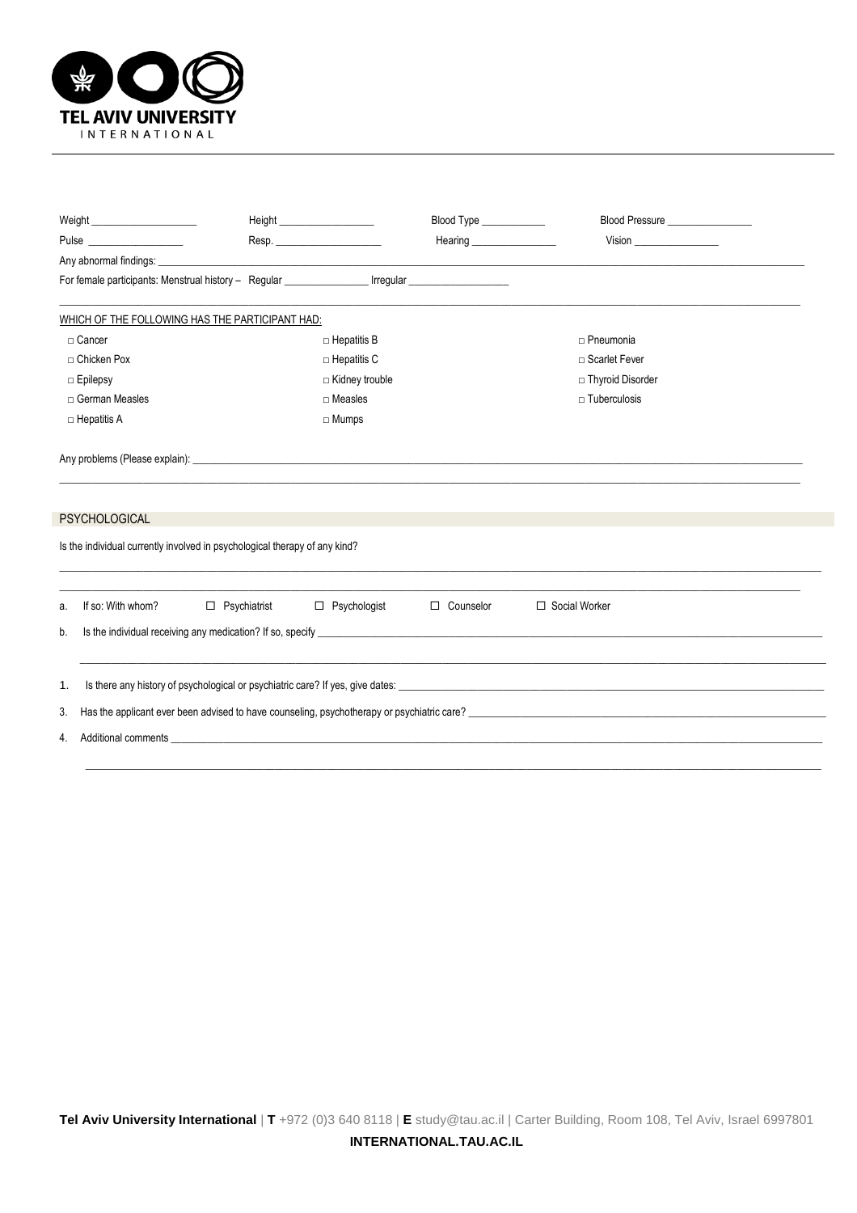Weight ____________________ Height ____________________ Blood Type ____________ Blood Pressure ________________

Pulse __________________ Resp. ____________________ Hearing ________________ Vision ________________

Any abnormal findings: ________________________________________________________________________________

For female participants: Menstrual history – Regular ________________ Irregular ___________________

______________________________________________________________________________________________

WHICH OF THE FOLLOWING HAS THE PARTICIPANT HAD:

| | | |
|---|---|---|
| □ Cancer | □ Hepatitis B | □ Pneumonia |
| □ Chicken Pox | □ Hepatitis C | □ Scarlet Fever |
| □ Epilepsy | □ Kidney trouble | □ Thyroid Disorder |
| □ German Measles | □ Measles | □ Tuberculosis |
| □ Hepatitis A | □ Mumps | |

Any problems (Please explain): ________________________________________________________________________

______________________________________________________________________________________________

## PSYCHOLOGICAL

Is the individual currently involved in psychological therapy of any kind?

______________________________________________________________________________________________

______________________________________________________________________________________________

a. If so: With whom? ☐ Psychiatrist ☐ Psychologist ☐ Counselor ☐ Social Worker

b. Is the individual receiving any medication? If so, specify ______________________________________________

______________________________________________________________________________________________

1. Is there any history of psychological or psychiatric care? If yes, give dates: _________________________________

3. Has the applicant ever been advised to have counseling, psychotherapy or psychiatric care? ___________________

4. Additional comments ____________________________________________________________________________

______________________________________________________________________________________________

**Tel Aviv University International** | **T** +972 (0)3 640 8118 | **E** study@tau.ac.il | Carter Building, Room 108, Tel Aviv, Israel 6997801

**INTERNATIONAL.TAU.AC.IL**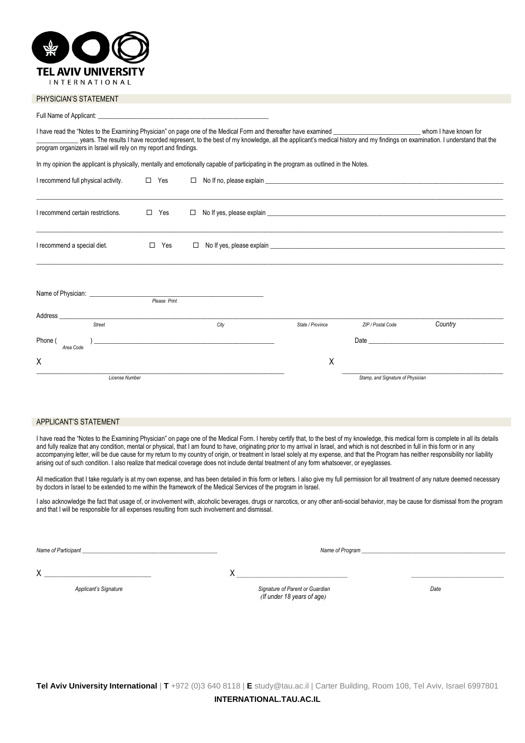TEL AVIV UNIVERSITY
INTERNATIONAL

## PHYSICIAN'S STATEMENT

Full Name of Applicant: ______________________________________________________

I have read the "Notes to the Examining Physician" on page one of the Medical Form and thereafter have examined __________________________ whom I have known for ____________ years. The results I have recorded represent, to the best of my knowledge, all the applicant's medical history and my findings on examination. I understand that the program organizers in Israel will rely on my report and findings.

In my opinion the applicant is physically, mentally and emotionally capable of participating in the program as outlined in the Notes.

I recommend full physical activity. ☐ Yes ☐ No If no, please explain ______________________________________________________________

______________________________________________________________________________

I recommend certain restrictions. ☐ Yes ☐ No If yes, please explain ______________________________________________________________

______________________________________________________________________________

I recommend a special diet. ☐ Yes ☐ No If yes, please explain ______________________________________________________________

______________________________________________________________________________

Name of Physician: ______________________________________________________
*Please Print*

Address ______________________________________________________________________________
*Street* *City* *State / Province* *ZIP / Postal Code* *Country*

Phone ( *Area Code* ) ______________________________________________ Date ______________________________

X ______________________________________________ X ______________________________________________
*License Number* *Stamp, and Signature of Physician*

## APPLICANT'S STATEMENT

I have read the "Notes to the Examining Physician" on page one of the Medical Form. I hereby certify that, to the best of my knowledge, this medical form is complete in all its details and fully realize that any condition, mental or physical, that I am found to have, originating prior to my arrival in Israel, and which is not described in full in this form or in any accompanying letter, will be due cause for my return to my country of origin, or treatment in Israel solely at my expense, and that the Program has neither responsibility nor liability arising out of such condition. I also realize that medical coverage does not include dental treatment of any form whatsoever, or eyeglasses.

All medication that I take regularly is at my own expense, and has been detailed in this form or letters. I also give my full permission for all treatment of any nature deemed necessary by doctors in Israel to be extended to me within the framework of the Medical Services of the program in Israel.

I also acknowledge the fact that usage of, or involvement with, alcoholic beverages, drugs or narcotics, or any other anti-social behavior, may be cause for dismissal from the program and that I will be responsible for all expenses resulting from such involvement and dismissal.

*Name of Participant* ______________________________________________ *Name of Program* ______________________________________________

X ______________________________ X ______________________________ ______________________________
*Applicant's Signature* *Signature of Parent or Guardian (If under 18 years of age)* *Date*

**Tel Aviv University International** | **T** +972 (0)3 640 8118 | **E** study@tau.ac.il | Carter Building, Room 108, Tel Aviv, Israel 6997801

**INTERNATIONAL.TAU.AC.IL**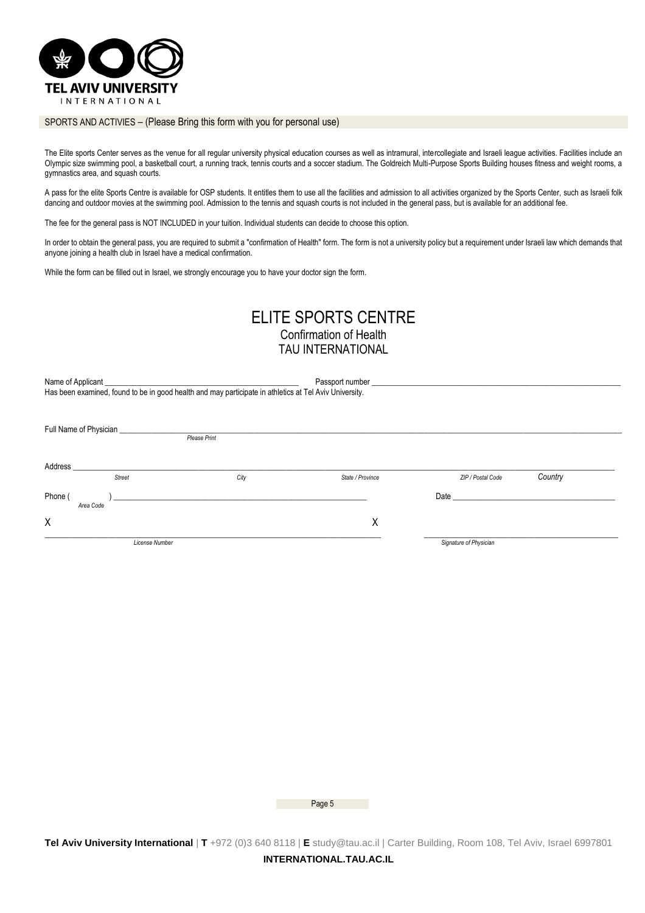TEL AVIV UNIVERSITY

INTERNATIONAL

SPORTS AND ACTIVIES – (Please Bring this form with you for personal use)

The Elite sports Center serves as the venue for all regular university physical education courses as well as intramural, intercollegiate and Israeli league activities. Facilities include an Olympic size swimming pool, a basketball court, a running track, tennis courts and a soccer stadium. The Goldreich Multi-Purpose Sports Building houses fitness and weight rooms, a gymnastics area, and squash courts.

A pass for the elite Sports Centre is available for OSP students. It entitles them to use all the facilities and admission to all activities organized by the Sports Center, such as Israeli folk dancing and outdoor movies at the swimming pool. Admission to the tennis and squash courts is not included in the general pass, but is available for an additional fee.

The fee for the general pass is NOT INCLUDED in your tuition. Individual students can decide to choose this option.

In order to obtain the general pass, you are required to submit a "confirmation of Health" form. The form is not a university policy but a requirement under Israeli law which demands that anyone joining a health club in Israel have a medical confirmation.

While the form can be filled out in Israel, we strongly encourage you to have your doctor sign the form.

# ELITE SPORTS CENTRE

## Confirmation of Health

## TAU INTERNATIONAL

Name of Applicant ________________________________ Passport number ________________________________

Has been examined, found to be in good health and may participate in athletics at Tel Aviv University.

Full Name of Physician ______________________________________________________________
*Please Print*

Address ______________________________________________________________
*Street* *City* *State / Province* *ZIP / Postal Code* *Country*

Phone ( ) ________________________________ Date ________________________________
*Area Code*

X ________________________________ X ________________________________
*License Number* *Signature of Physician*

**Tel Aviv University International** | **T** +972 (0)3 640 8118 | **E** study@tau.ac.il | Carter Building, Room 108, Tel Aviv, Israel 6997801

**INTERNATIONAL.TAU.AC.IL**